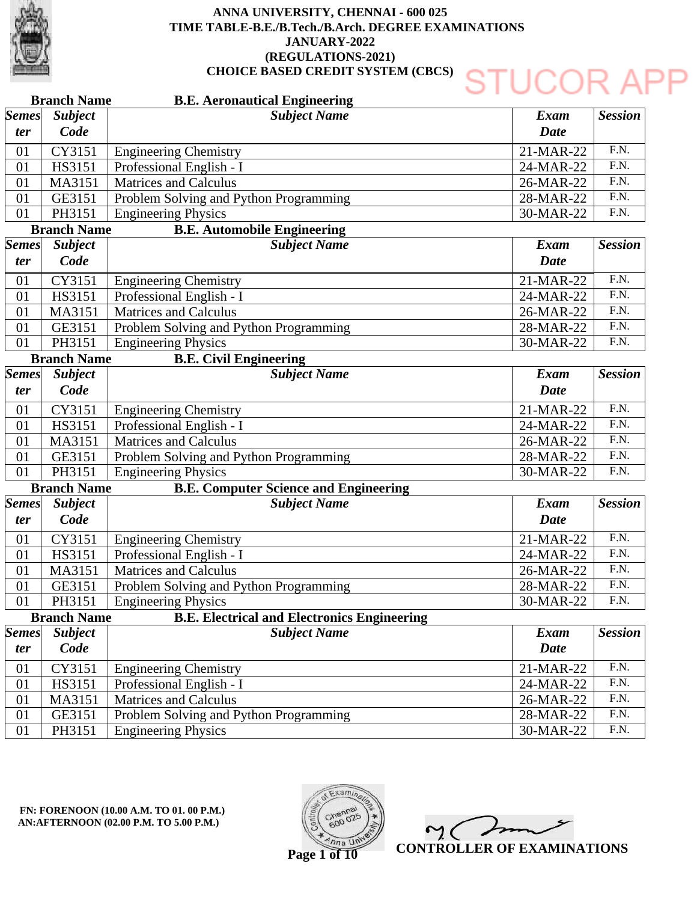# ANNA UNIVERSITY, CHENNAI - 600 025
## TIME TABLE-B.E./B.Tech./B.Arch. DEGREE EXAMINATIONS
## JANUARY-2022
## (REGULATIONS-2021)
## CHOICE BASED CREDIT SYSTEM (CBCS)

STUCOR APP

**Branch Name** **B.E. Aeronautical Engineering**

| *Semester* | *Subject Code* | *Subject Name* | *Exam Date* | *Session* |
|---|---|---|---|---|
| 01 | CY3151 | Engineering Chemistry | 21-MAR-22 | F.N. |
| 01 | HS3151 | Professional English - I | 24-MAR-22 | F.N. |
| 01 | MA3151 | Matrices and Calculus | 26-MAR-22 | F.N. |
| 01 | GE3151 | Problem Solving and Python Programming | 28-MAR-22 | F.N. |
| 01 | PH3151 | Engineering Physics | 30-MAR-22 | F.N. |

**Branch Name** **B.E. Automobile Engineering**

| *Semester* | *Subject Code* | *Subject Name* | *Exam Date* | *Session* |
|---|---|---|---|---|
| 01 | CY3151 | Engineering Chemistry | 21-MAR-22 | F.N. |
| 01 | HS3151 | Professional English - I | 24-MAR-22 | F.N. |
| 01 | MA3151 | Matrices and Calculus | 26-MAR-22 | F.N. |
| 01 | GE3151 | Problem Solving and Python Programming | 28-MAR-22 | F.N. |
| 01 | PH3151 | Engineering Physics | 30-MAR-22 | F.N. |

**Branch Name** **B.E. Civil Engineering**

| *Semester* | *Subject Code* | *Subject Name* | *Exam Date* | *Session* |
|---|---|---|---|---|
| 01 | CY3151 | Engineering Chemistry | 21-MAR-22 | F.N. |
| 01 | HS3151 | Professional English - I | 24-MAR-22 | F.N. |
| 01 | MA3151 | Matrices and Calculus | 26-MAR-22 | F.N. |
| 01 | GE3151 | Problem Solving and Python Programming | 28-MAR-22 | F.N. |
| 01 | PH3151 | Engineering Physics | 30-MAR-22 | F.N. |

**Branch Name** **B.E. Computer Science and Engineering**

| *Semester* | *Subject Code* | *Subject Name* | *Exam Date* | *Session* |
|---|---|---|---|---|
| 01 | CY3151 | Engineering Chemistry | 21-MAR-22 | F.N. |
| 01 | HS3151 | Professional English - I | 24-MAR-22 | F.N. |
| 01 | MA3151 | Matrices and Calculus | 26-MAR-22 | F.N. |
| 01 | GE3151 | Problem Solving and Python Programming | 28-MAR-22 | F.N. |
| 01 | PH3151 | Engineering Physics | 30-MAR-22 | F.N. |

**Branch Name** **B.E. Electrical and Electronics Engineering**

| *Semester* | *Subject Code* | *Subject Name* | *Exam Date* | *Session* |
|---|---|---|---|---|
| 01 | CY3151 | Engineering Chemistry | 21-MAR-22 | F.N. |
| 01 | HS3151 | Professional English - I | 24-MAR-22 | F.N. |
| 01 | MA3151 | Matrices and Calculus | 26-MAR-22 | F.N. |
| 01 | GE3151 | Problem Solving and Python Programming | 28-MAR-22 | F.N. |
| 01 | PH3151 | Engineering Physics | 30-MAR-22 | F.N. |

**FN: FORENOON (10.00 A.M. TO 01. 00 P.M.)**
**AN:AFTERNOON (02.00 P.M. TO 5.00 P.M.)**

**CONTROLLER OF EXAMINATIONS**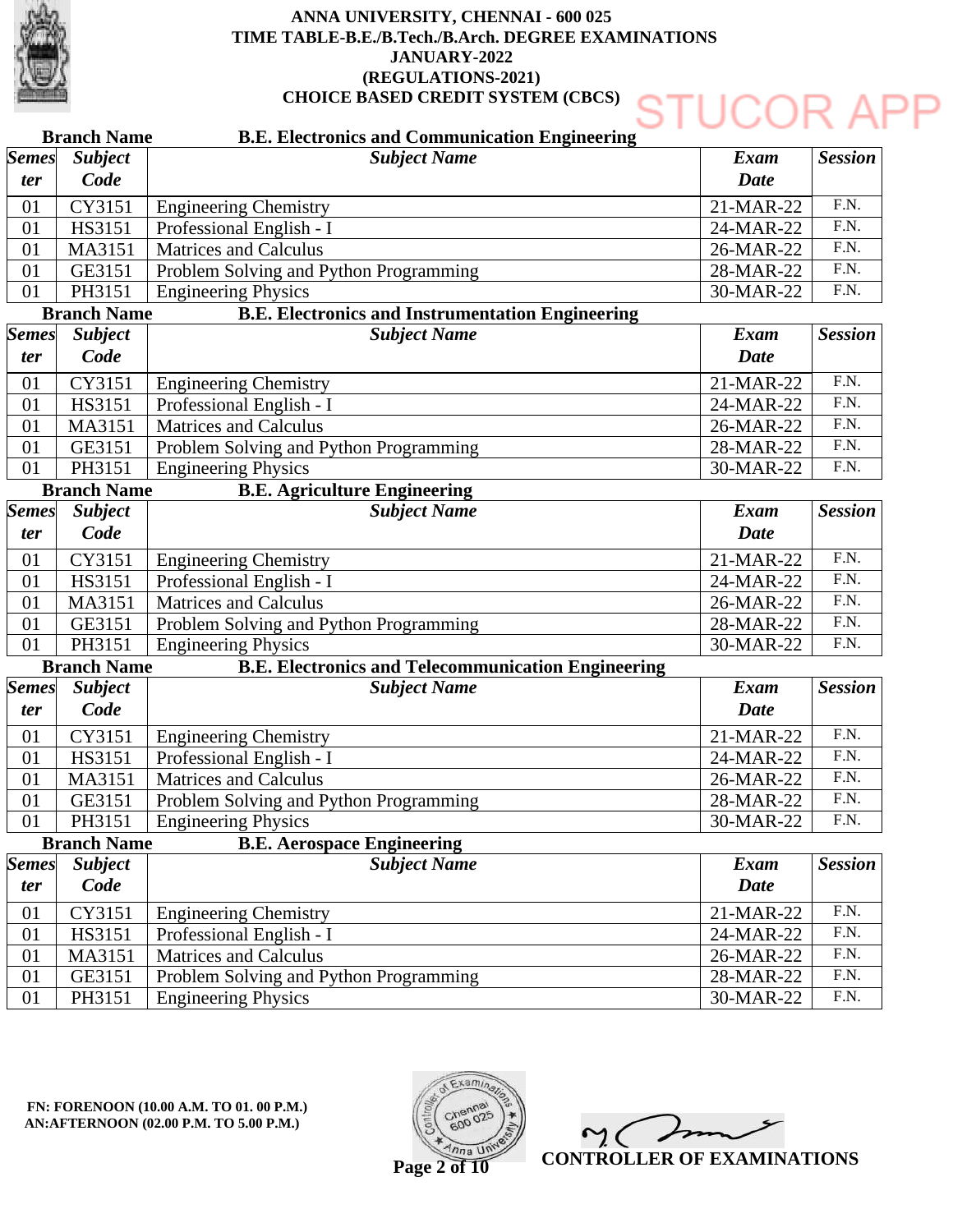# ANNA UNIVERSITY, CHENNAI - 600 025
## TIME TABLE-B.E./B.Tech./B.Arch. DEGREE EXAMINATIONS
## JANUARY-2022
## (REGULATIONS-2021)
## CHOICE BASED CREDIT SYSTEM (CBCS)

STUCOR APP

**Branch Name** **B.E. Electronics and Communication Engineering**

| Semester | Subject Code | Subject Name | Exam Date | Session |
|---|---|---|---|---|
| 01 | CY3151 | Engineering Chemistry | 21-MAR-22 | F.N. |
| 01 | HS3151 | Professional English - I | 24-MAR-22 | F.N. |
| 01 | MA3151 | Matrices and Calculus | 26-MAR-22 | F.N. |
| 01 | GE3151 | Problem Solving and Python Programming | 28-MAR-22 | F.N. |
| 01 | PH3151 | Engineering Physics | 30-MAR-22 | F.N. |

**Branch Name** **B.E. Electronics and Instrumentation Engineering**

| Semester | Subject Code | Subject Name | Exam Date | Session |
|---|---|---|---|---|
| 01 | CY3151 | Engineering Chemistry | 21-MAR-22 | F.N. |
| 01 | HS3151 | Professional English - I | 24-MAR-22 | F.N. |
| 01 | MA3151 | Matrices and Calculus | 26-MAR-22 | F.N. |
| 01 | GE3151 | Problem Solving and Python Programming | 28-MAR-22 | F.N. |
| 01 | PH3151 | Engineering Physics | 30-MAR-22 | F.N. |

**Branch Name** **B.E. Agriculture Engineering**

| Semester | Subject Code | Subject Name | Exam Date | Session |
|---|---|---|---|---|
| 01 | CY3151 | Engineering Chemistry | 21-MAR-22 | F.N. |
| 01 | HS3151 | Professional English - I | 24-MAR-22 | F.N. |
| 01 | MA3151 | Matrices and Calculus | 26-MAR-22 | F.N. |
| 01 | GE3151 | Problem Solving and Python Programming | 28-MAR-22 | F.N. |
| 01 | PH3151 | Engineering Physics | 30-MAR-22 | F.N. |

**Branch Name** **B.E. Electronics and Telecommunication Engineering**

| Semester | Subject Code | Subject Name | Exam Date | Session |
|---|---|---|---|---|
| 01 | CY3151 | Engineering Chemistry | 21-MAR-22 | F.N. |
| 01 | HS3151 | Professional English - I | 24-MAR-22 | F.N. |
| 01 | MA3151 | Matrices and Calculus | 26-MAR-22 | F.N. |
| 01 | GE3151 | Problem Solving and Python Programming | 28-MAR-22 | F.N. |
| 01 | PH3151 | Engineering Physics | 30-MAR-22 | F.N. |

**Branch Name** **B.E. Aerospace Engineering**

| Semester | Subject Code | Subject Name | Exam Date | Session |
|---|---|---|---|---|
| 01 | CY3151 | Engineering Chemistry | 21-MAR-22 | F.N. |
| 01 | HS3151 | Professional English - I | 24-MAR-22 | F.N. |
| 01 | MA3151 | Matrices and Calculus | 26-MAR-22 | F.N. |
| 01 | GE3151 | Problem Solving and Python Programming | 28-MAR-22 | F.N. |
| 01 | PH3151 | Engineering Physics | 30-MAR-22 | F.N. |

**FN: FORENOON (10.00 A.M. TO 01. 00 P.M.)**
**AN:AFTERNOON (02.00 P.M. TO 5.00 P.M.)**

**CONTROLLER OF EXAMINATIONS**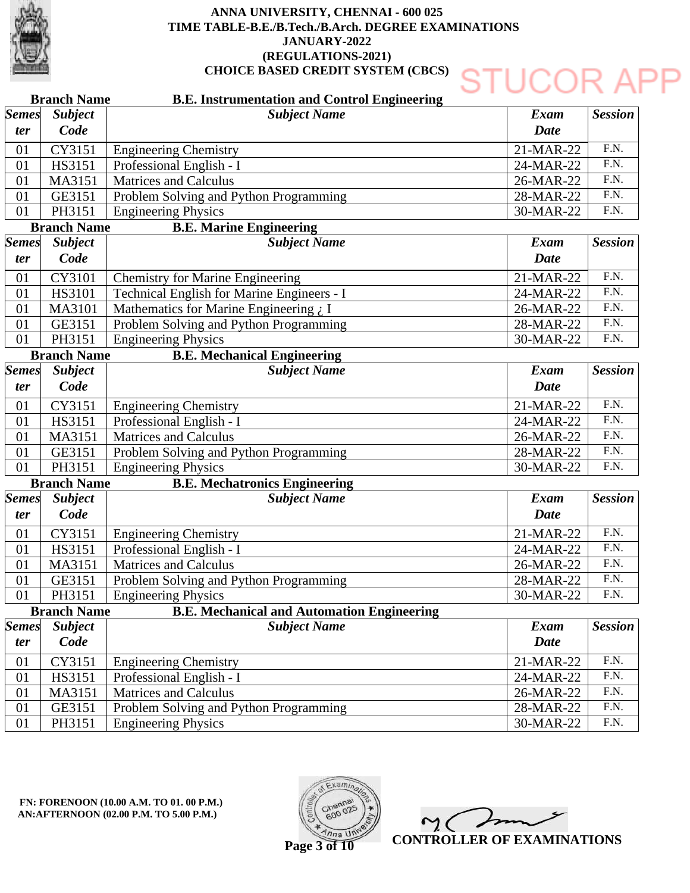# ANNA UNIVERSITY, CHENNAI - 600 025
## TIME TABLE-B.E./B.Tech./B.Arch. DEGREE EXAMINATIONS
## JANUARY-2022
## (REGULATIONS-2021)
## CHOICE BASED CREDIT SYSTEM (CBCS)

STUCOR APP

**Branch Name** **B.E. Instrumentation and Control Engineering**

| Semester | Subject Code | Subject Name | Exam Date | Session |
|---|---|---|---|---|
| 01 | CY3151 | Engineering Chemistry | 21-MAR-22 | F.N. |
| 01 | HS3151 | Professional English - I | 24-MAR-22 | F.N. |
| 01 | MA3151 | Matrices and Calculus | 26-MAR-22 | F.N. |
| 01 | GE3151 | Problem Solving and Python Programming | 28-MAR-22 | F.N. |
| 01 | PH3151 | Engineering Physics | 30-MAR-22 | F.N. |

**Branch Name** **B.E. Marine Engineering**

| Semester | Subject Code | Subject Name | Exam Date | Session |
|---|---|---|---|---|
| 01 | CY3101 | Chemistry for Marine Engineering | 21-MAR-22 | F.N. |
| 01 | HS3101 | Technical English for Marine Engineers - I | 24-MAR-22 | F.N. |
| 01 | MA3101 | Mathematics for Marine Engineering ¿ I | 26-MAR-22 | F.N. |
| 01 | GE3151 | Problem Solving and Python Programming | 28-MAR-22 | F.N. |
| 01 | PH3151 | Engineering Physics | 30-MAR-22 | F.N. |

**Branch Name** **B.E. Mechanical Engineering**

| Semester | Subject Code | Subject Name | Exam Date | Session |
|---|---|---|---|---|
| 01 | CY3151 | Engineering Chemistry | 21-MAR-22 | F.N. |
| 01 | HS3151 | Professional English - I | 24-MAR-22 | F.N. |
| 01 | MA3151 | Matrices and Calculus | 26-MAR-22 | F.N. |
| 01 | GE3151 | Problem Solving and Python Programming | 28-MAR-22 | F.N. |
| 01 | PH3151 | Engineering Physics | 30-MAR-22 | F.N. |

**Branch Name** **B.E. Mechatronics Engineering**

| Semester | Subject Code | Subject Name | Exam Date | Session |
|---|---|---|---|---|
| 01 | CY3151 | Engineering Chemistry | 21-MAR-22 | F.N. |
| 01 | HS3151 | Professional English - I | 24-MAR-22 | F.N. |
| 01 | MA3151 | Matrices and Calculus | 26-MAR-22 | F.N. |
| 01 | GE3151 | Problem Solving and Python Programming | 28-MAR-22 | F.N. |
| 01 | PH3151 | Engineering Physics | 30-MAR-22 | F.N. |

**Branch Name** **B.E. Mechanical and Automation Engineering**

| Semester | Subject Code | Subject Name | Exam Date | Session |
|---|---|---|---|---|
| 01 | CY3151 | Engineering Chemistry | 21-MAR-22 | F.N. |
| 01 | HS3151 | Professional English - I | 24-MAR-22 | F.N. |
| 01 | MA3151 | Matrices and Calculus | 26-MAR-22 | F.N. |
| 01 | GE3151 | Problem Solving and Python Programming | 28-MAR-22 | F.N. |
| 01 | PH3151 | Engineering Physics | 30-MAR-22 | F.N. |

**FN: FORENOON (10.00 A.M. TO 01. 00 P.M.)**
**AN:AFTERNOON (02.00 P.M. TO 5.00 P.M.)**

**CONTROLLER OF EXAMINATIONS**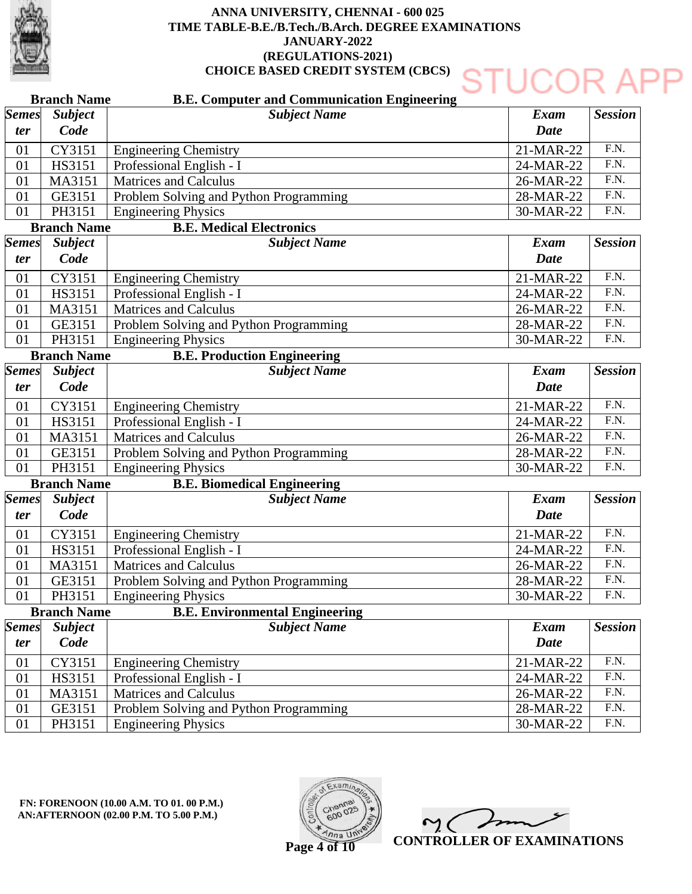# ANNA UNIVERSITY, CHENNAI - 600 025
## TIME TABLE-B.E./B.Tech./B.Arch. DEGREE EXAMINATIONS
## JANUARY-2022
## (REGULATIONS-2021)
## CHOICE BASED CREDIT SYSTEM (CBCS)

STUCOR APP

**Branch Name** **B.E. Computer and Communication Engineering**

| Semester | Subject Code | Subject Name | Exam Date | Session |
|---|---|---|---|---|
| 01 | CY3151 | Engineering Chemistry | 21-MAR-22 | F.N. |
| 01 | HS3151 | Professional English - I | 24-MAR-22 | F.N. |
| 01 | MA3151 | Matrices and Calculus | 26-MAR-22 | F.N. |
| 01 | GE3151 | Problem Solving and Python Programming | 28-MAR-22 | F.N. |
| 01 | PH3151 | Engineering Physics | 30-MAR-22 | F.N. |

**Branch Name** **B.E. Medical Electronics**

| Semester | Subject Code | Subject Name | Exam Date | Session |
|---|---|---|---|---|
| 01 | CY3151 | Engineering Chemistry | 21-MAR-22 | F.N. |
| 01 | HS3151 | Professional English - I | 24-MAR-22 | F.N. |
| 01 | MA3151 | Matrices and Calculus | 26-MAR-22 | F.N. |
| 01 | GE3151 | Problem Solving and Python Programming | 28-MAR-22 | F.N. |
| 01 | PH3151 | Engineering Physics | 30-MAR-22 | F.N. |

**Branch Name** **B.E. Production Engineering**

| Semester | Subject Code | Subject Name | Exam Date | Session |
|---|---|---|---|---|
| 01 | CY3151 | Engineering Chemistry | 21-MAR-22 | F.N. |
| 01 | HS3151 | Professional English - I | 24-MAR-22 | F.N. |
| 01 | MA3151 | Matrices and Calculus | 26-MAR-22 | F.N. |
| 01 | GE3151 | Problem Solving and Python Programming | 28-MAR-22 | F.N. |
| 01 | PH3151 | Engineering Physics | 30-MAR-22 | F.N. |

**Branch Name** **B.E. Biomedical Engineering**

| Semester | Subject Code | Subject Name | Exam Date | Session |
|---|---|---|---|---|
| 01 | CY3151 | Engineering Chemistry | 21-MAR-22 | F.N. |
| 01 | HS3151 | Professional English - I | 24-MAR-22 | F.N. |
| 01 | MA3151 | Matrices and Calculus | 26-MAR-22 | F.N. |
| 01 | GE3151 | Problem Solving and Python Programming | 28-MAR-22 | F.N. |
| 01 | PH3151 | Engineering Physics | 30-MAR-22 | F.N. |

**Branch Name** **B.E. Environmental Engineering**

| Semester | Subject Code | Subject Name | Exam Date | Session |
|---|---|---|---|---|
| 01 | CY3151 | Engineering Chemistry | 21-MAR-22 | F.N. |
| 01 | HS3151 | Professional English - I | 24-MAR-22 | F.N. |
| 01 | MA3151 | Matrices and Calculus | 26-MAR-22 | F.N. |
| 01 | GE3151 | Problem Solving and Python Programming | 28-MAR-22 | F.N. |
| 01 | PH3151 | Engineering Physics | 30-MAR-22 | F.N. |

**FN: FORENOON (10.00 A.M. TO 01. 00 P.M.)**
**AN:AFTERNOON (02.00 P.M. TO 5.00 P.M.)**

**CONTROLLER OF EXAMINATIONS**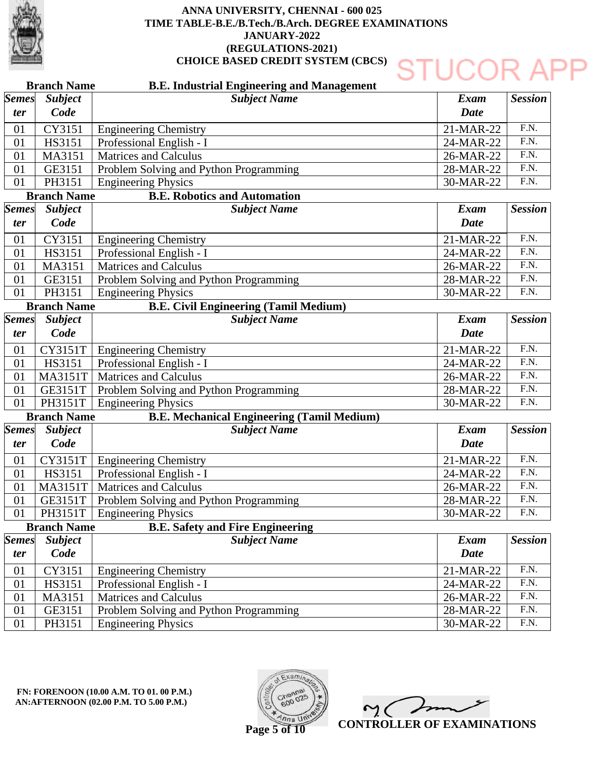**ANNA UNIVERSITY, CHENNAI - 600 025**
**TIME TABLE-B.E./B.Tech./B.Arch. DEGREE EXAMINATIONS**
**JANUARY-2022**
**(REGULATIONS-2021)**
**CHOICE BASED CREDIT SYSTEM (CBCS)**

STUCOR APP

**Branch Name** **B.E. Industrial Engineering and Management**

| Semester | Subject Code | Subject Name | Exam Date | Session |
|---|---|---|---|---|
| 01 | CY3151 | Engineering Chemistry | 21-MAR-22 | F.N. |
| 01 | HS3151 | Professional English - I | 24-MAR-22 | F.N. |
| 01 | MA3151 | Matrices and Calculus | 26-MAR-22 | F.N. |
| 01 | GE3151 | Problem Solving and Python Programming | 28-MAR-22 | F.N. |
| 01 | PH3151 | Engineering Physics | 30-MAR-22 | F.N. |

**Branch Name** **B.E. Robotics and Automation**

| Semester | Subject Code | Subject Name | Exam Date | Session |
|---|---|---|---|---|
| 01 | CY3151 | Engineering Chemistry | 21-MAR-22 | F.N. |
| 01 | HS3151 | Professional English - I | 24-MAR-22 | F.N. |
| 01 | MA3151 | Matrices and Calculus | 26-MAR-22 | F.N. |
| 01 | GE3151 | Problem Solving and Python Programming | 28-MAR-22 | F.N. |
| 01 | PH3151 | Engineering Physics | 30-MAR-22 | F.N. |

**Branch Name** **B.E. Civil Engineering (Tamil Medium)**

| Semester | Subject Code | Subject Name | Exam Date | Session |
|---|---|---|---|---|
| 01 | CY3151T | Engineering Chemistry | 21-MAR-22 | F.N. |
| 01 | HS3151 | Professional English - I | 24-MAR-22 | F.N. |
| 01 | MA3151T | Matrices and Calculus | 26-MAR-22 | F.N. |
| 01 | GE3151T | Problem Solving and Python Programming | 28-MAR-22 | F.N. |
| 01 | PH3151T | Engineering Physics | 30-MAR-22 | F.N. |

**Branch Name** **B.E. Mechanical Engineering (Tamil Medium)**

| Semester | Subject Code | Subject Name | Exam Date | Session |
|---|---|---|---|---|
| 01 | CY3151T | Engineering Chemistry | 21-MAR-22 | F.N. |
| 01 | HS3151 | Professional English - I | 24-MAR-22 | F.N. |
| 01 | MA3151T | Matrices and Calculus | 26-MAR-22 | F.N. |
| 01 | GE3151T | Problem Solving and Python Programming | 28-MAR-22 | F.N. |
| 01 | PH3151T | Engineering Physics | 30-MAR-22 | F.N. |

**Branch Name** **B.E. Safety and Fire Engineering**

| Semester | Subject Code | Subject Name | Exam Date | Session |
|---|---|---|---|---|
| 01 | CY3151 | Engineering Chemistry | 21-MAR-22 | F.N. |
| 01 | HS3151 | Professional English - I | 24-MAR-22 | F.N. |
| 01 | MA3151 | Matrices and Calculus | 26-MAR-22 | F.N. |
| 01 | GE3151 | Problem Solving and Python Programming | 28-MAR-22 | F.N. |
| 01 | PH3151 | Engineering Physics | 30-MAR-22 | F.N. |

**FN: FORENOON (10.00 A.M. TO 01. 00 P.M.)**
**AN:AFTERNOON (02.00 P.M. TO 5.00 P.M.)**

**CONTROLLER OF EXAMINATIONS**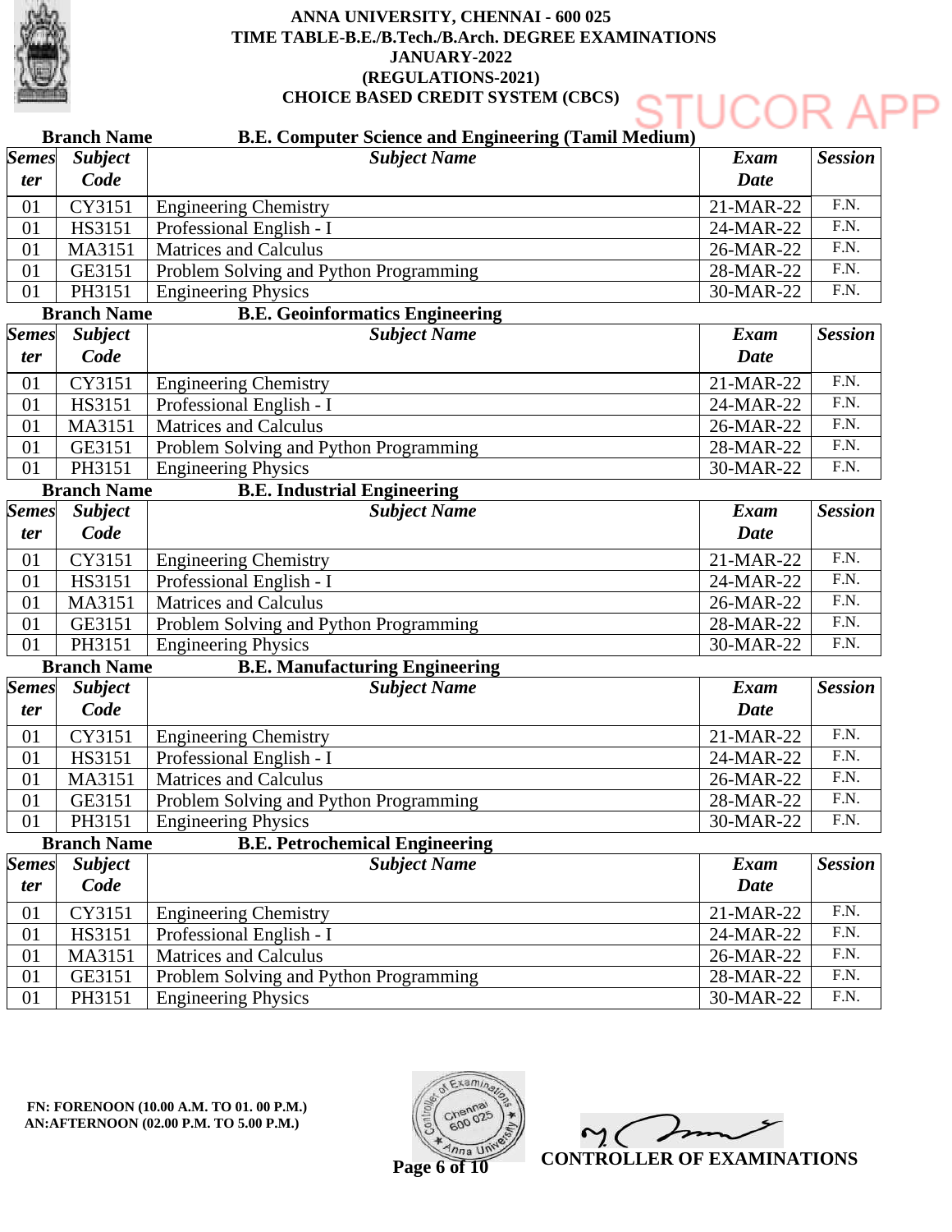# ANNA UNIVERSITY, CHENNAI - 600 025
## TIME TABLE-B.E./B.Tech./B.Arch. DEGREE EXAMINATIONS
## JANUARY-2022
## (REGULATIONS-2021)
## CHOICE BASED CREDIT SYSTEM (CBCS)

STUCOR APP

**Branch Name** **B.E. Computer Science and Engineering (Tamil Medium)**

| Semester | Subject Code | Subject Name | Exam Date | Session |
|---|---|---|---|---|
| 01 | CY3151 | Engineering Chemistry | 21-MAR-22 | F.N. |
| 01 | HS3151 | Professional English - I | 24-MAR-22 | F.N. |
| 01 | MA3151 | Matrices and Calculus | 26-MAR-22 | F.N. |
| 01 | GE3151 | Problem Solving and Python Programming | 28-MAR-22 | F.N. |
| 01 | PH3151 | Engineering Physics | 30-MAR-22 | F.N. |

**Branch Name** **B.E. Geoinformatics Engineering**

| Semester | Subject Code | Subject Name | Exam Date | Session |
|---|---|---|---|---|
| 01 | CY3151 | Engineering Chemistry | 21-MAR-22 | F.N. |
| 01 | HS3151 | Professional English - I | 24-MAR-22 | F.N. |
| 01 | MA3151 | Matrices and Calculus | 26-MAR-22 | F.N. |
| 01 | GE3151 | Problem Solving and Python Programming | 28-MAR-22 | F.N. |
| 01 | PH3151 | Engineering Physics | 30-MAR-22 | F.N. |

**Branch Name** **B.E. Industrial Engineering**

| Semester | Subject Code | Subject Name | Exam Date | Session |
|---|---|---|---|---|
| 01 | CY3151 | Engineering Chemistry | 21-MAR-22 | F.N. |
| 01 | HS3151 | Professional English - I | 24-MAR-22 | F.N. |
| 01 | MA3151 | Matrices and Calculus | 26-MAR-22 | F.N. |
| 01 | GE3151 | Problem Solving and Python Programming | 28-MAR-22 | F.N. |
| 01 | PH3151 | Engineering Physics | 30-MAR-22 | F.N. |

**Branch Name** **B.E. Manufacturing Engineering**

| Semester | Subject Code | Subject Name | Exam Date | Session |
|---|---|---|---|---|
| 01 | CY3151 | Engineering Chemistry | 21-MAR-22 | F.N. |
| 01 | HS3151 | Professional English - I | 24-MAR-22 | F.N. |
| 01 | MA3151 | Matrices and Calculus | 26-MAR-22 | F.N. |
| 01 | GE3151 | Problem Solving and Python Programming | 28-MAR-22 | F.N. |
| 01 | PH3151 | Engineering Physics | 30-MAR-22 | F.N. |

**Branch Name** **B.E. Petrochemical Engineering**

| Semester | Subject Code | Subject Name | Exam Date | Session |
|---|---|---|---|---|
| 01 | CY3151 | Engineering Chemistry | 21-MAR-22 | F.N. |
| 01 | HS3151 | Professional English - I | 24-MAR-22 | F.N. |
| 01 | MA3151 | Matrices and Calculus | 26-MAR-22 | F.N. |
| 01 | GE3151 | Problem Solving and Python Programming | 28-MAR-22 | F.N. |
| 01 | PH3151 | Engineering Physics | 30-MAR-22 | F.N. |

**FN: FORENOON (10.00 A.M. TO 01. 00 P.M.)**
**AN:AFTERNOON (02.00 P.M. TO 5.00 P.M.)**

**CONTROLLER OF EXAMINATIONS**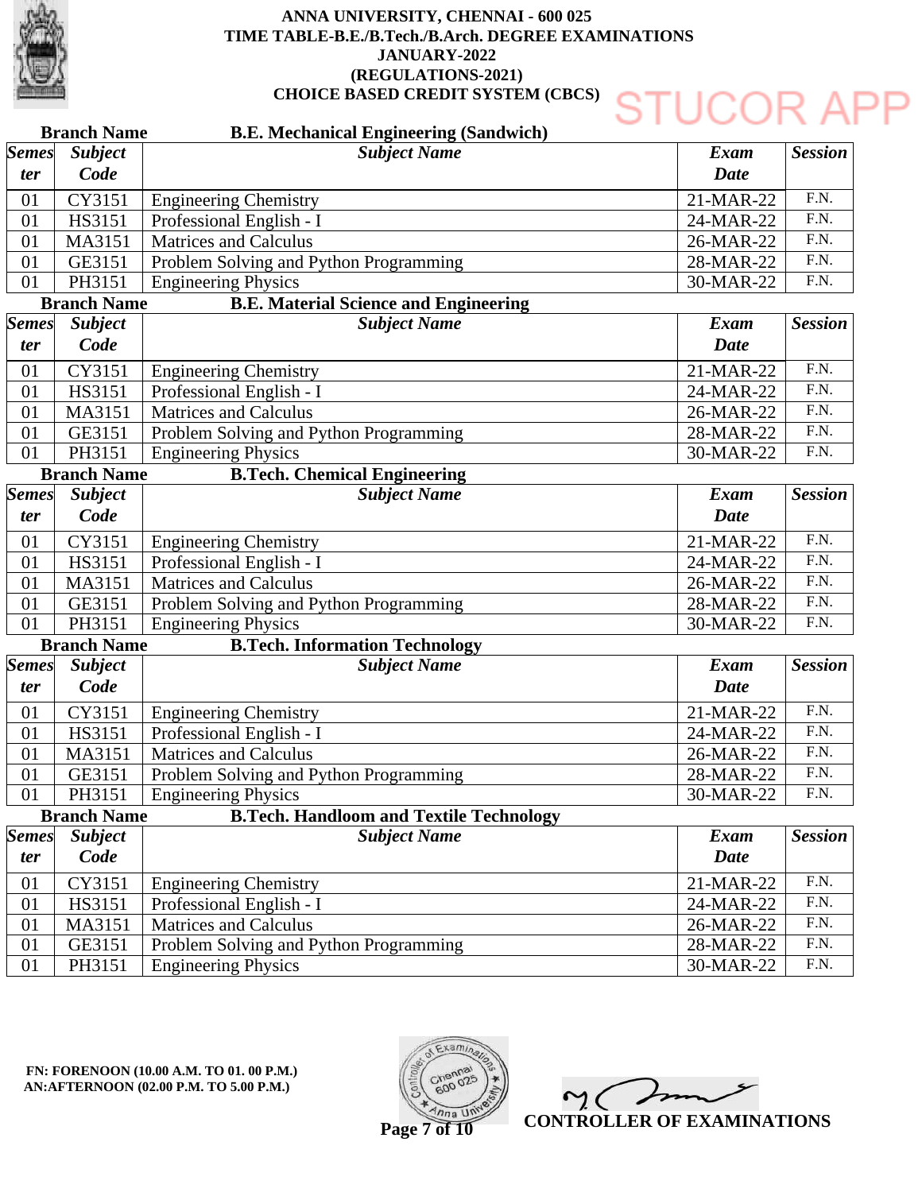# ANNA UNIVERSITY, CHENNAI - 600 025
## TIME TABLE-B.E./B.Tech./B.Arch. DEGREE EXAMINATIONS
## JANUARY-2022
## (REGULATIONS-2021)
## CHOICE BASED CREDIT SYSTEM (CBCS)

STUCOR APP

**Branch Name** **B.E. Mechanical Engineering (Sandwich)**

| Semester | Subject Code | Subject Name | Exam Date | Session |
|---|---|---|---|---|
| 01 | CY3151 | Engineering Chemistry | 21-MAR-22 | F.N. |
| 01 | HS3151 | Professional English - I | 24-MAR-22 | F.N. |
| 01 | MA3151 | Matrices and Calculus | 26-MAR-22 | F.N. |
| 01 | GE3151 | Problem Solving and Python Programming | 28-MAR-22 | F.N. |
| 01 | PH3151 | Engineering Physics | 30-MAR-22 | F.N. |

**Branch Name** **B.E. Material Science and Engineering**

| Semester | Subject Code | Subject Name | Exam Date | Session |
|---|---|---|---|---|
| 01 | CY3151 | Engineering Chemistry | 21-MAR-22 | F.N. |
| 01 | HS3151 | Professional English - I | 24-MAR-22 | F.N. |
| 01 | MA3151 | Matrices and Calculus | 26-MAR-22 | F.N. |
| 01 | GE3151 | Problem Solving and Python Programming | 28-MAR-22 | F.N. |
| 01 | PH3151 | Engineering Physics | 30-MAR-22 | F.N. |

**Branch Name** **B.Tech. Chemical Engineering**

| Semester | Subject Code | Subject Name | Exam Date | Session |
|---|---|---|---|---|
| 01 | CY3151 | Engineering Chemistry | 21-MAR-22 | F.N. |
| 01 | HS3151 | Professional English - I | 24-MAR-22 | F.N. |
| 01 | MA3151 | Matrices and Calculus | 26-MAR-22 | F.N. |
| 01 | GE3151 | Problem Solving and Python Programming | 28-MAR-22 | F.N. |
| 01 | PH3151 | Engineering Physics | 30-MAR-22 | F.N. |

**Branch Name** **B.Tech. Information Technology**

| Semester | Subject Code | Subject Name | Exam Date | Session |
|---|---|---|---|---|
| 01 | CY3151 | Engineering Chemistry | 21-MAR-22 | F.N. |
| 01 | HS3151 | Professional English - I | 24-MAR-22 | F.N. |
| 01 | MA3151 | Matrices and Calculus | 26-MAR-22 | F.N. |
| 01 | GE3151 | Problem Solving and Python Programming | 28-MAR-22 | F.N. |
| 01 | PH3151 | Engineering Physics | 30-MAR-22 | F.N. |

**Branch Name** **B.Tech. Handloom and Textile Technology**

| Semester | Subject Code | Subject Name | Exam Date | Session |
|---|---|---|---|---|
| 01 | CY3151 | Engineering Chemistry | 21-MAR-22 | F.N. |
| 01 | HS3151 | Professional English - I | 24-MAR-22 | F.N. |
| 01 | MA3151 | Matrices and Calculus | 26-MAR-22 | F.N. |
| 01 | GE3151 | Problem Solving and Python Programming | 28-MAR-22 | F.N. |
| 01 | PH3151 | Engineering Physics | 30-MAR-22 | F.N. |

**FN: FORENOON (10.00 A.M. TO 01. 00 P.M.)**
**AN:AFTERNOON (02.00 P.M. TO 5.00 P.M.)**

**CONTROLLER OF EXAMINATIONS**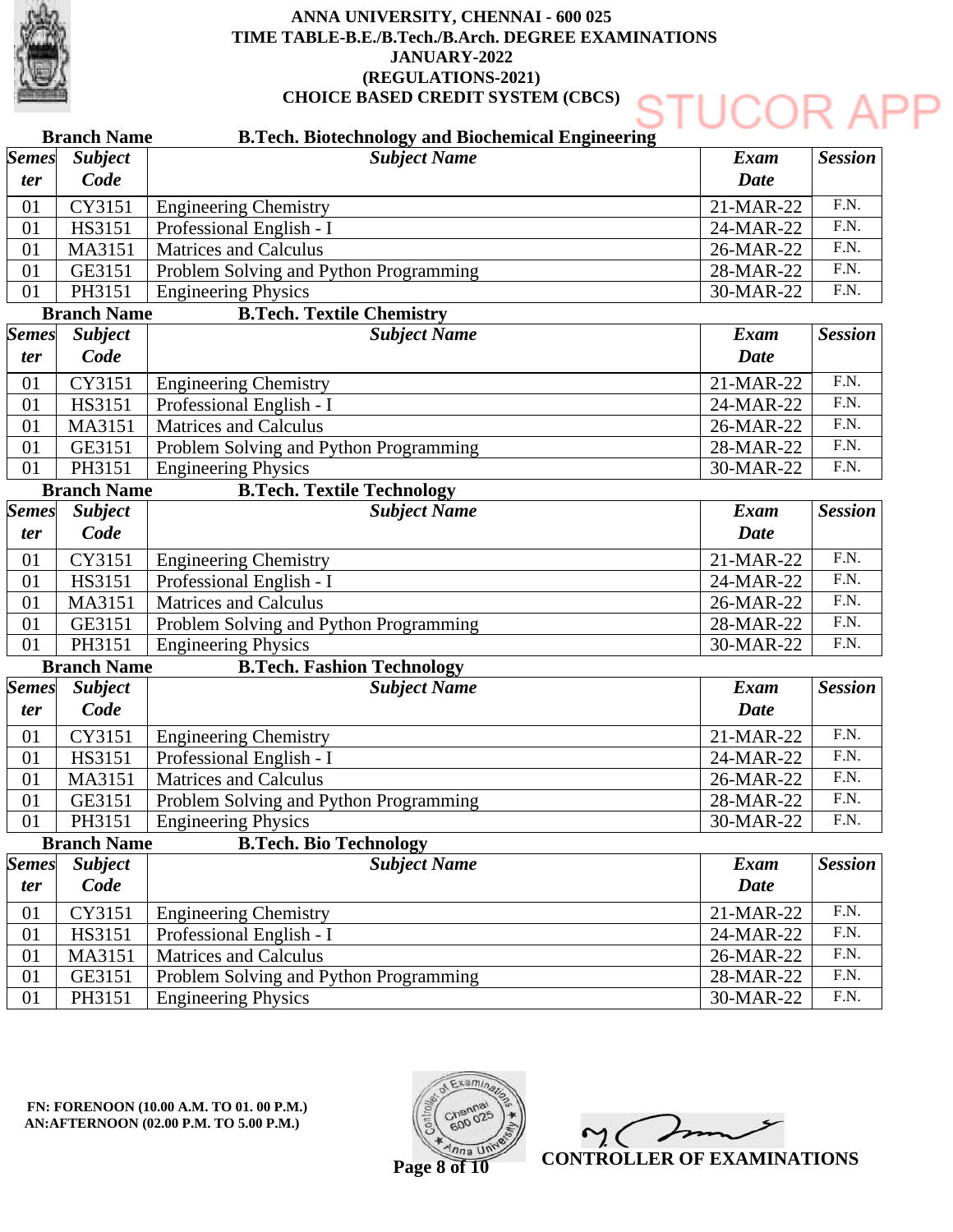# ANNA UNIVERSITY, CHENNAI - 600 025
## TIME TABLE-B.E./B.Tech./B.Arch. DEGREE EXAMINATIONS
## JANUARY-2022
## (REGULATIONS-2021)
## CHOICE BASED CREDIT SYSTEM (CBCS)

STUCOR APP

**Branch Name** **B.Tech. Biotechnology and Biochemical Engineering**

| Semester | Subject Code | Subject Name | Exam Date | Session |
|---|---|---|---|---|
| 01 | CY3151 | Engineering Chemistry | 21-MAR-22 | F.N. |
| 01 | HS3151 | Professional English - I | 24-MAR-22 | F.N. |
| 01 | MA3151 | Matrices and Calculus | 26-MAR-22 | F.N. |
| 01 | GE3151 | Problem Solving and Python Programming | 28-MAR-22 | F.N. |
| 01 | PH3151 | Engineering Physics | 30-MAR-22 | F.N. |

**Branch Name** **B.Tech. Textile Chemistry**

| Semester | Subject Code | Subject Name | Exam Date | Session |
|---|---|---|---|---|
| 01 | CY3151 | Engineering Chemistry | 21-MAR-22 | F.N. |
| 01 | HS3151 | Professional English - I | 24-MAR-22 | F.N. |
| 01 | MA3151 | Matrices and Calculus | 26-MAR-22 | F.N. |
| 01 | GE3151 | Problem Solving and Python Programming | 28-MAR-22 | F.N. |
| 01 | PH3151 | Engineering Physics | 30-MAR-22 | F.N. |

**Branch Name** **B.Tech. Textile Technology**

| Semester | Subject Code | Subject Name | Exam Date | Session |
|---|---|---|---|---|
| 01 | CY3151 | Engineering Chemistry | 21-MAR-22 | F.N. |
| 01 | HS3151 | Professional English - I | 24-MAR-22 | F.N. |
| 01 | MA3151 | Matrices and Calculus | 26-MAR-22 | F.N. |
| 01 | GE3151 | Problem Solving and Python Programming | 28-MAR-22 | F.N. |
| 01 | PH3151 | Engineering Physics | 30-MAR-22 | F.N. |

**Branch Name** **B.Tech. Fashion Technology**

| Semester | Subject Code | Subject Name | Exam Date | Session |
|---|---|---|---|---|
| 01 | CY3151 | Engineering Chemistry | 21-MAR-22 | F.N. |
| 01 | HS3151 | Professional English - I | 24-MAR-22 | F.N. |
| 01 | MA3151 | Matrices and Calculus | 26-MAR-22 | F.N. |
| 01 | GE3151 | Problem Solving and Python Programming | 28-MAR-22 | F.N. |
| 01 | PH3151 | Engineering Physics | 30-MAR-22 | F.N. |

**Branch Name** **B.Tech. Bio Technology**

| Semester | Subject Code | Subject Name | Exam Date | Session |
|---|---|---|---|---|
| 01 | CY3151 | Engineering Chemistry | 21-MAR-22 | F.N. |
| 01 | HS3151 | Professional English - I | 24-MAR-22 | F.N. |
| 01 | MA3151 | Matrices and Calculus | 26-MAR-22 | F.N. |
| 01 | GE3151 | Problem Solving and Python Programming | 28-MAR-22 | F.N. |
| 01 | PH3151 | Engineering Physics | 30-MAR-22 | F.N. |

**FN: FORENOON (10.00 A.M. TO 01. 00 P.M.)**
**AN:AFTERNOON (02.00 P.M. TO 5.00 P.M.)**

**CONTROLLER OF EXAMINATIONS**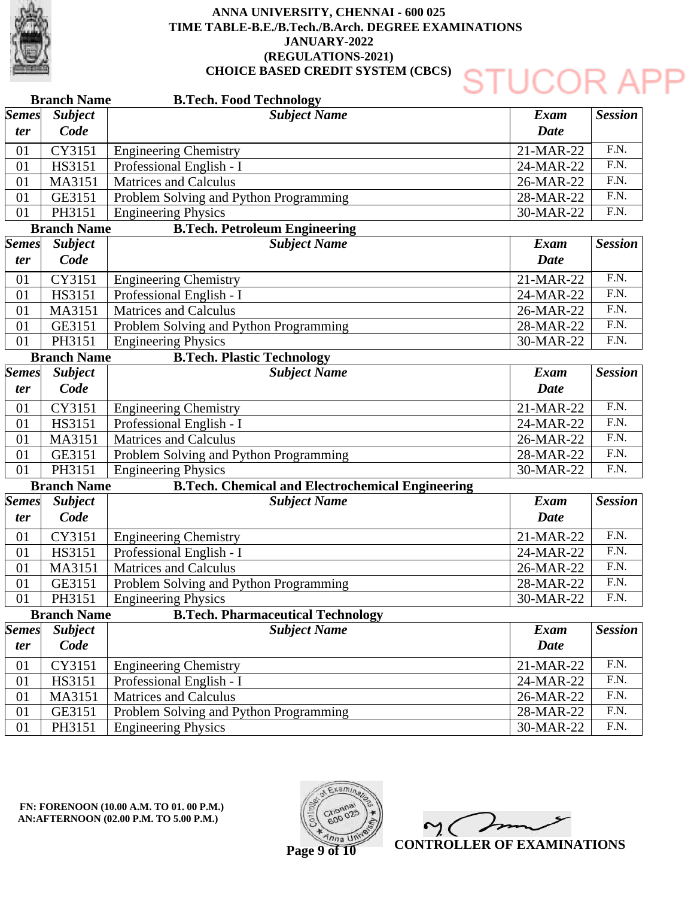# ANNA UNIVERSITY, CHENNAI - 600 025
## TIME TABLE-B.E./B.Tech./B.Arch. DEGREE EXAMINATIONS
## JANUARY-2022
## (REGULATIONS-2021)
## CHOICE BASED CREDIT SYSTEM (CBCS)

STUCOR APP

**Branch Name** **B.Tech. Food Technology**

| Semester | Subject Code | Subject Name | Exam Date | Session |
|---|---|---|---|---|
| 01 | CY3151 | Engineering Chemistry | 21-MAR-22 | F.N. |
| 01 | HS3151 | Professional English - I | 24-MAR-22 | F.N. |
| 01 | MA3151 | Matrices and Calculus | 26-MAR-22 | F.N. |
| 01 | GE3151 | Problem Solving and Python Programming | 28-MAR-22 | F.N. |
| 01 | PH3151 | Engineering Physics | 30-MAR-22 | F.N. |

**Branch Name** **B.Tech. Petroleum Engineering**

| Semester | Subject Code | Subject Name | Exam Date | Session |
|---|---|---|---|---|
| 01 | CY3151 | Engineering Chemistry | 21-MAR-22 | F.N. |
| 01 | HS3151 | Professional English - I | 24-MAR-22 | F.N. |
| 01 | MA3151 | Matrices and Calculus | 26-MAR-22 | F.N. |
| 01 | GE3151 | Problem Solving and Python Programming | 28-MAR-22 | F.N. |
| 01 | PH3151 | Engineering Physics | 30-MAR-22 | F.N. |

**Branch Name** **B.Tech. Plastic Technology**

| Semester | Subject Code | Subject Name | Exam Date | Session |
|---|---|---|---|---|
| 01 | CY3151 | Engineering Chemistry | 21-MAR-22 | F.N. |
| 01 | HS3151 | Professional English - I | 24-MAR-22 | F.N. |
| 01 | MA3151 | Matrices and Calculus | 26-MAR-22 | F.N. |
| 01 | GE3151 | Problem Solving and Python Programming | 28-MAR-22 | F.N. |
| 01 | PH3151 | Engineering Physics | 30-MAR-22 | F.N. |

**Branch Name** **B.Tech. Chemical and Electrochemical Engineering**

| Semester | Subject Code | Subject Name | Exam Date | Session |
|---|---|---|---|---|
| 01 | CY3151 | Engineering Chemistry | 21-MAR-22 | F.N. |
| 01 | HS3151 | Professional English - I | 24-MAR-22 | F.N. |
| 01 | MA3151 | Matrices and Calculus | 26-MAR-22 | F.N. |
| 01 | GE3151 | Problem Solving and Python Programming | 28-MAR-22 | F.N. |
| 01 | PH3151 | Engineering Physics | 30-MAR-22 | F.N. |

**Branch Name** **B.Tech. Pharmaceutical Technology**

| Semester | Subject Code | Subject Name | Exam Date | Session |
|---|---|---|---|---|
| 01 | CY3151 | Engineering Chemistry | 21-MAR-22 | F.N. |
| 01 | HS3151 | Professional English - I | 24-MAR-22 | F.N. |
| 01 | MA3151 | Matrices and Calculus | 26-MAR-22 | F.N. |
| 01 | GE3151 | Problem Solving and Python Programming | 28-MAR-22 | F.N. |
| 01 | PH3151 | Engineering Physics | 30-MAR-22 | F.N. |

**FN: FORENOON (10.00 A.M. TO 01. 00 P.M.)**
**AN:AFTERNOON (02.00 P.M. TO 5.00 P.M.)**

**CONTROLLER OF EXAMINATIONS**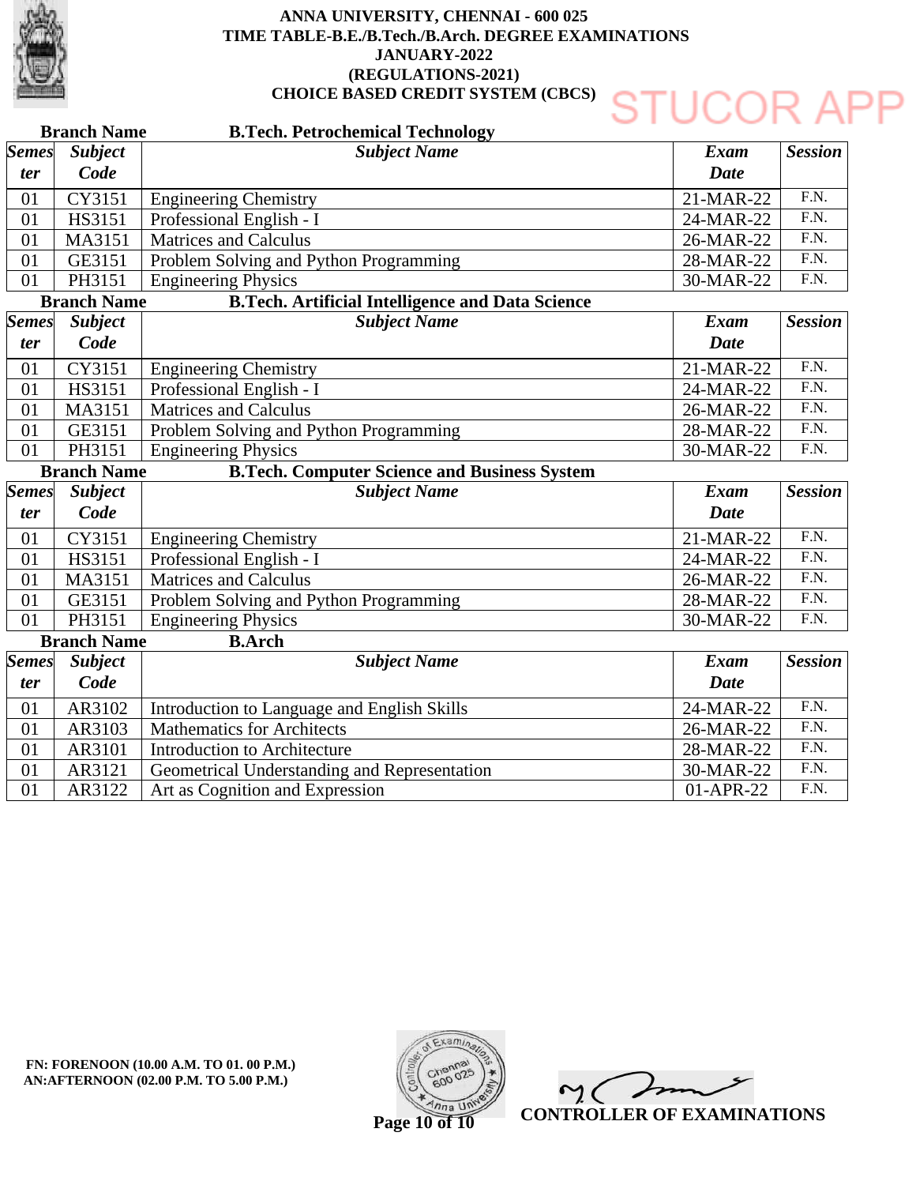# ANNA UNIVERSITY, CHENNAI - 600 025
## TIME TABLE-B.E./B.Tech./B.Arch. DEGREE EXAMINATIONS
## JANUARY-2022
## (REGULATIONS-2021)
## CHOICE BASED CREDIT SYSTEM (CBCS)

STUCOR APP

**Branch Name** **B.Tech. Petrochemical Technology**

| *Semester* | *Subject Code* | *Subject Name* | *Exam Date* | *Session* |
|---|---|---|---|---|
| 01 | CY3151 | Engineering Chemistry | 21-MAR-22 | F.N. |
| 01 | HS3151 | Professional English - I | 24-MAR-22 | F.N. |
| 01 | MA3151 | Matrices and Calculus | 26-MAR-22 | F.N. |
| 01 | GE3151 | Problem Solving and Python Programming | 28-MAR-22 | F.N. |
| 01 | PH3151 | Engineering Physics | 30-MAR-22 | F.N. |

**Branch Name** **B.Tech. Artificial Intelligence and Data Science**

| *Semester* | *Subject Code* | *Subject Name* | *Exam Date* | *Session* |
|---|---|---|---|---|
| 01 | CY3151 | Engineering Chemistry | 21-MAR-22 | F.N. |
| 01 | HS3151 | Professional English - I | 24-MAR-22 | F.N. |
| 01 | MA3151 | Matrices and Calculus | 26-MAR-22 | F.N. |
| 01 | GE3151 | Problem Solving and Python Programming | 28-MAR-22 | F.N. |
| 01 | PH3151 | Engineering Physics | 30-MAR-22 | F.N. |

**Branch Name** **B.Tech. Computer Science and Business System**

| *Semester* | *Subject Code* | *Subject Name* | *Exam Date* | *Session* |
|---|---|---|---|---|
| 01 | CY3151 | Engineering Chemistry | 21-MAR-22 | F.N. |
| 01 | HS3151 | Professional English - I | 24-MAR-22 | F.N. |
| 01 | MA3151 | Matrices and Calculus | 26-MAR-22 | F.N. |
| 01 | GE3151 | Problem Solving and Python Programming | 28-MAR-22 | F.N. |
| 01 | PH3151 | Engineering Physics | 30-MAR-22 | F.N. |

**Branch Name** **B.Arch**

| *Semester* | *Subject Code* | *Subject Name* | *Exam Date* | *Session* |
|---|---|---|---|---|
| 01 | AR3102 | Introduction to Language and English Skills | 24-MAR-22 | F.N. |
| 01 | AR3103 | Mathematics for Architects | 26-MAR-22 | F.N. |
| 01 | AR3101 | Introduction to Architecture | 28-MAR-22 | F.N. |
| 01 | AR3121 | Geometrical Understanding and Representation | 30-MAR-22 | F.N. |
| 01 | AR3122 | Art as Cognition and Expression | 01-APR-22 | F.N. |

**FN: FORENOON (10.00 A.M. TO 01. 00 P.M.)**
**AN:AFTERNOON (02.00 P.M. TO 5.00 P.M.)**

**CONTROLLER OF EXAMINATIONS**